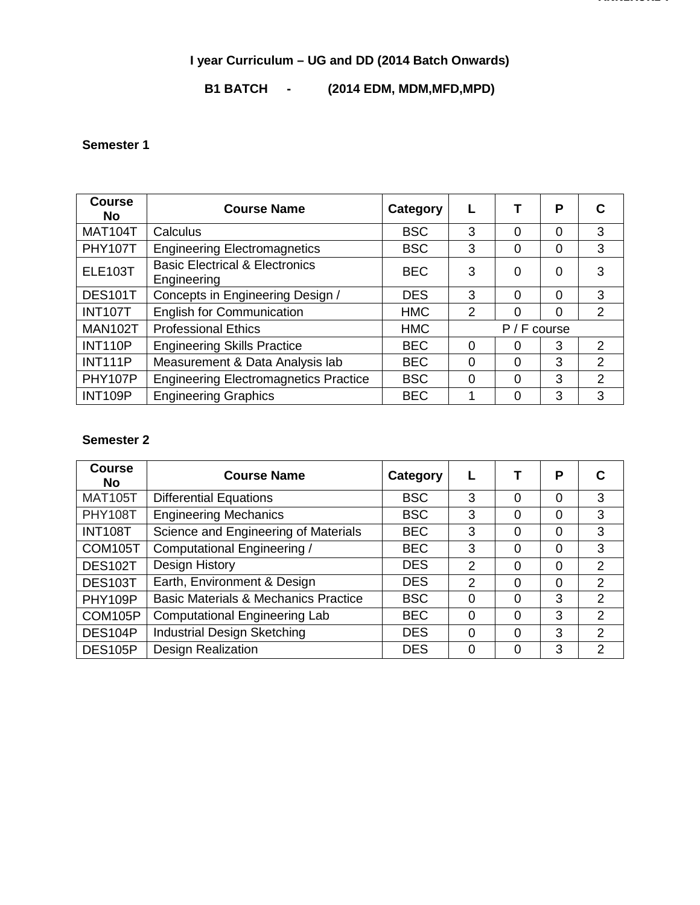# I year Curriculum – UG and DD (2014 Batch Onwards)

## B1 BATCH - (2014 EDM, MDM,MFD,MPD)

### Semester 1

| Course No | Course Name | Category | L | T | P | C |
|---|---|---|---|---|---|---|
| MAT104T | Calculus | BSC | 3 | 0 | 0 | 3 |
| PHY107T | Engineering Electromagnetics | BSC | 3 | 0 | 0 | 3 |
| ELE103T | Basic Electrical & Electronics Engineering | BEC | 3 | 0 | 0 | 3 |
| DES101T | Concepts in Engineering Design / | DES | 3 | 0 | 0 | 3 |
| INT107T | English for Communication | HMC | 2 | 0 | 0 | 2 |
| MAN102T | Professional Ethics | HMC | P / F course | | | |
| INT110P | Engineering Skills Practice | BEC | 0 | 0 | 3 | 2 |
| INT111P | Measurement & Data Analysis lab | BEC | 0 | 0 | 3 | 2 |
| PHY107P | Engineering Electromagnetics Practice | BSC | 0 | 0 | 3 | 2 |
| INT109P | Engineering Graphics | BEC | 1 | 0 | 3 | 3 |

### Semester 2

| Course No | Course Name | Category | L | T | P | C |
|---|---|---|---|---|---|---|
| MAT105T | Differential Equations | BSC | 3 | 0 | 0 | 3 |
| PHY108T | Engineering Mechanics | BSC | 3 | 0 | 0 | 3 |
| INT108T | Science and Engineering of Materials | BEC | 3 | 0 | 0 | 3 |
| COM105T | Computational Engineering / | BEC | 3 | 0 | 0 | 3 |
| DES102T | Design History | DES | 2 | 0 | 0 | 2 |
| DES103T | Earth, Environment & Design | DES | 2 | 0 | 0 | 2 |
| PHY109P | Basic Materials & Mechanics Practice | BSC | 0 | 0 | 3 | 2 |
| COM105P | Computational Engineering Lab | BEC | 0 | 0 | 3 | 2 |
| DES104P | Industrial Design Sketching | DES | 0 | 0 | 3 | 2 |
| DES105P | Design Realization | DES | 0 | 0 | 3 | 2 |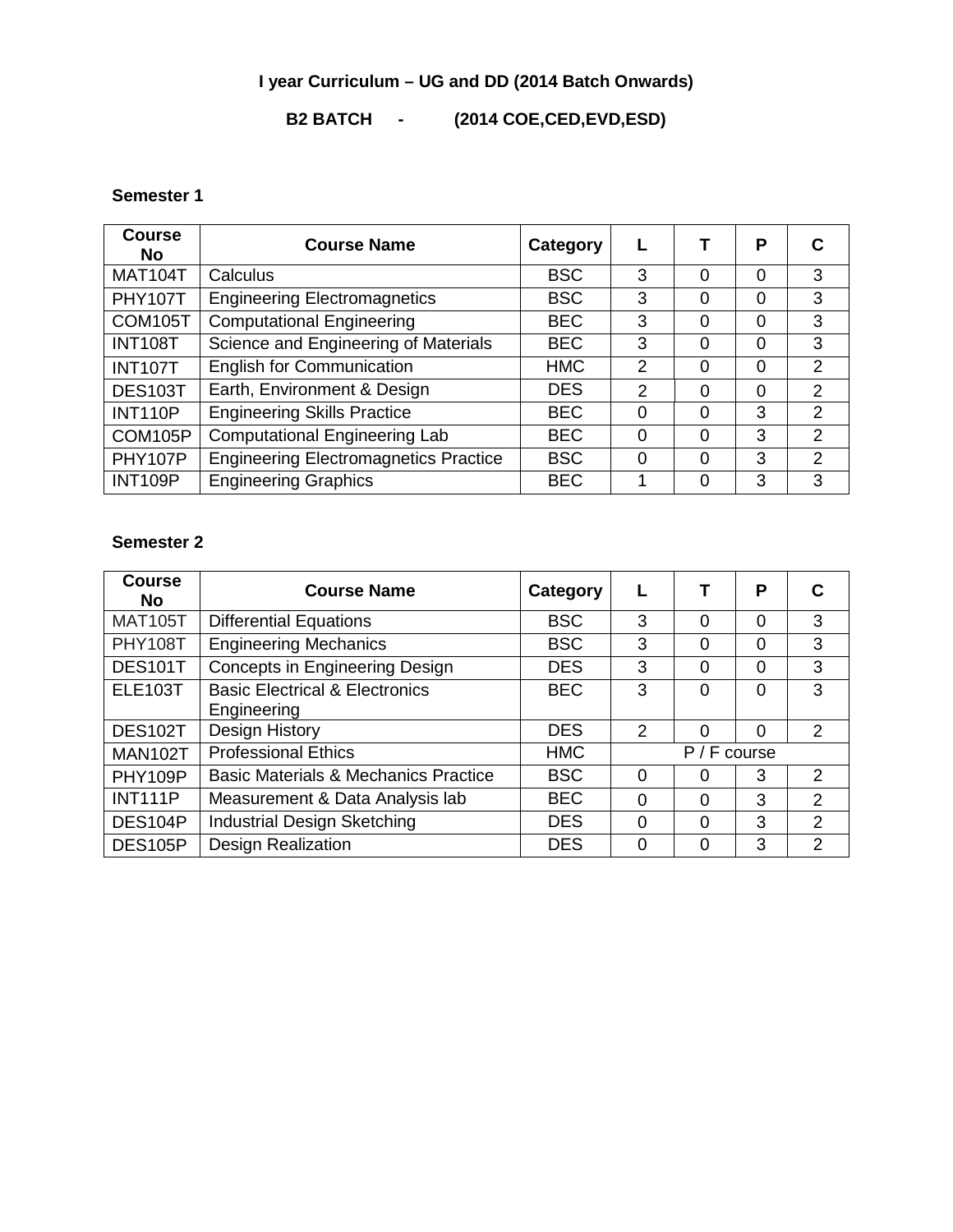**I year Curriculum – UG and DD (2014 Batch Onwards)**

**B2 BATCH - (2014 COE,CED,EVD,ESD)**

**Semester 1**

| Course No | Course Name | Category | L | T | P | C |
|---|---|---|---|---|---|---|
| MAT104T | Calculus | BSC | 3 | 0 | 0 | 3 |
| PHY107T | Engineering Electromagnetics | BSC | 3 | 0 | 0 | 3 |
| COM105T | Computational Engineering | BEC | 3 | 0 | 0 | 3 |
| INT108T | Science and Engineering of Materials | BEC | 3 | 0 | 0 | 3 |
| INT107T | English for Communication | HMC | 2 | 0 | 0 | 2 |
| DES103T | Earth, Environment & Design | DES | 2 | 0 | 0 | 2 |
| INT110P | Engineering Skills Practice | BEC | 0 | 0 | 3 | 2 |
| COM105P | Computational Engineering Lab | BEC | 0 | 0 | 3 | 2 |
| PHY107P | Engineering Electromagnetics Practice | BSC | 0 | 0 | 3 | 2 |
| INT109P | Engineering Graphics | BEC | 1 | 0 | 3 | 3 |

**Semester 2**

| Course No | Course Name | Category | L | T | P | C |
|---|---|---|---|---|---|---|
| MAT105T | Differential Equations | BSC | 3 | 0 | 0 | 3 |
| PHY108T | Engineering Mechanics | BSC | 3 | 0 | 0 | 3 |
| DES101T | Concepts in Engineering Design | DES | 3 | 0 | 0 | 3 |
| ELE103T | Basic Electrical & Electronics Engineering | BEC | 3 | 0 | 0 | 3 |
| DES102T | Design History | DES | 2 | 0 | 0 | 2 |
| MAN102T | Professional Ethics | HMC | P / F course | | | |
| PHY109P | Basic Materials & Mechanics Practice | BSC | 0 | 0 | 3 | 2 |
| INT111P | Measurement & Data Analysis lab | BEC | 0 | 0 | 3 | 2 |
| DES104P | Industrial Design Sketching | DES | 0 | 0 | 3 | 2 |
| DES105P | Design Realization | DES | 0 | 0 | 3 | 2 |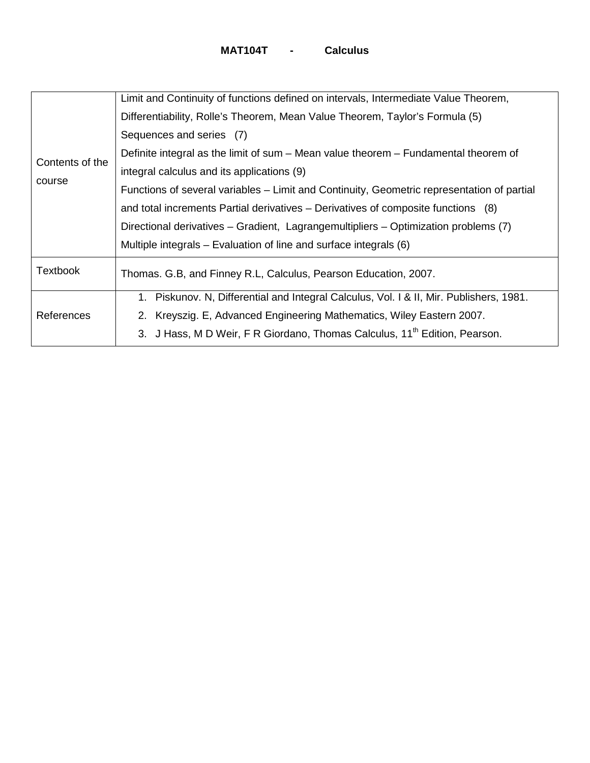**MAT104T - Calculus**

| | |
|---|---|
| Contents of the course | Limit and Continuity of functions defined on intervals, Intermediate Value Theorem, Differentiability, Rolle's Theorem, Mean Value Theorem, Taylor's Formula (5)<br>Sequences and series (7)<br>Definite integral as the limit of sum – Mean value theorem – Fundamental theorem of integral calculus and its applications (9)<br>Functions of several variables – Limit and Continuity, Geometric representation of partial and total increments Partial derivatives – Derivatives of composite functions (8)<br>Directional derivatives – Gradient, Lagrangemultipliers – Optimization problems (7)<br>Multiple integrals – Evaluation of line and surface integrals (6) |
| Textbook | Thomas. G.B, and Finney R.L, Calculus, Pearson Education, 2007. |
| References | 1. Piskunov. N, Differential and Integral Calculus, Vol. I & II, Mir. Publishers, 1981.<br>2. Kreyszig. E, Advanced Engineering Mathematics, Wiley Eastern 2007.<br>3. J Hass, M D Weir, F R Giordano, Thomas Calculus, 11th Edition, Pearson. |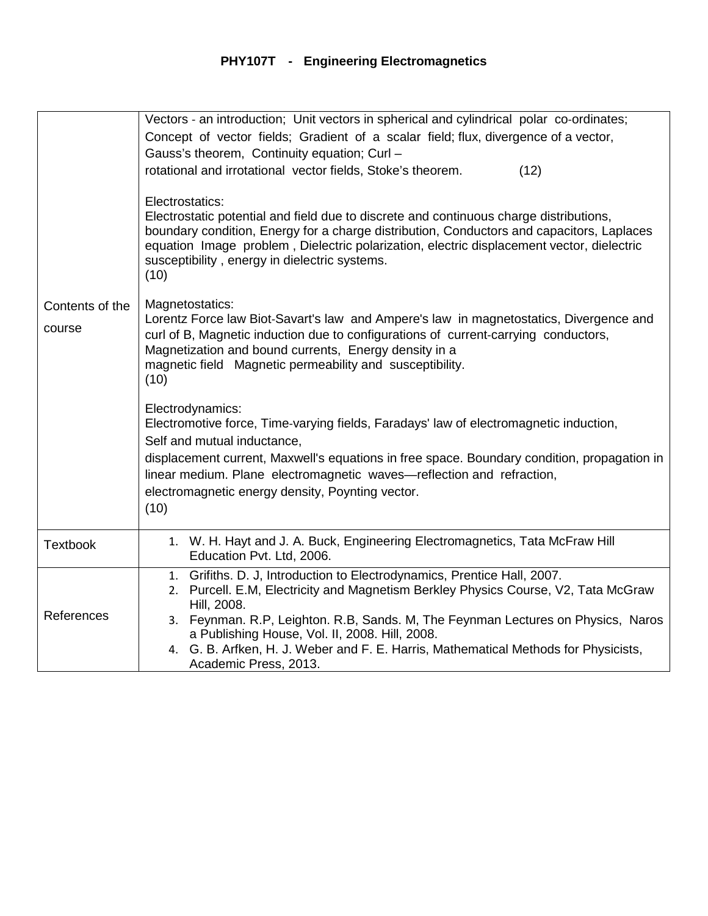# PHY107T - Engineering Electromagnetics

| | |
|---|---|
| Contents of the course | Vectors - an introduction; Unit vectors in spherical and cylindrical polar co-ordinates; Concept of vector fields; Gradient of a scalar field; flux, divergence of a vector, Gauss's theorem, Continuity equation; Curl – rotational and irrotational vector fields, Stoke's theorem. (12)<br><br>Electrostatics:<br>Electrostatic potential and field due to discrete and continuous charge distributions, boundary condition, Energy for a charge distribution, Conductors and capacitors, Laplaces equation Image problem , Dielectric polarization, electric displacement vector, dielectric susceptibility , energy in dielectric systems.<br>(10)<br><br>Magnetostatics:<br>Lorentz Force law Biot-Savart's law and Ampere's law in magnetostatics, Divergence and curl of B, Magnetic induction due to configurations of current-carrying conductors, Magnetization and bound currents, Energy density in a magnetic field Magnetic permeability and susceptibility.<br>(10)<br><br>Electrodynamics:<br>Electromotive force, Time-varying fields, Faradays' law of electromagnetic induction, Self and mutual inductance, displacement current, Maxwell's equations in free space. Boundary condition, propagation in linear medium. Plane electromagnetic waves—reflection and refraction, electromagnetic energy density, Poynting vector.<br>(10) |
| Textbook | 1. W. H. Hayt and J. A. Buck, Engineering Electromagnetics, Tata McFraw Hill Education Pvt. Ltd, 2006. |
| References | 1. Grifiths. D. J, Introduction to Electrodynamics, Prentice Hall, 2007.<br>2. Purcell. E.M, Electricity and Magnetism Berkley Physics Course, V2, Tata McGraw Hill, 2008.<br>3. Feynman. R.P, Leighton. R.B, Sands. M, The Feynman Lectures on Physics, Narosa Publishing House, Vol. II, 2008. Hill, 2008.<br>4. G. B. Arfken, H. J. Weber and F. E. Harris, Mathematical Methods for Physicists, Academic Press, 2013. |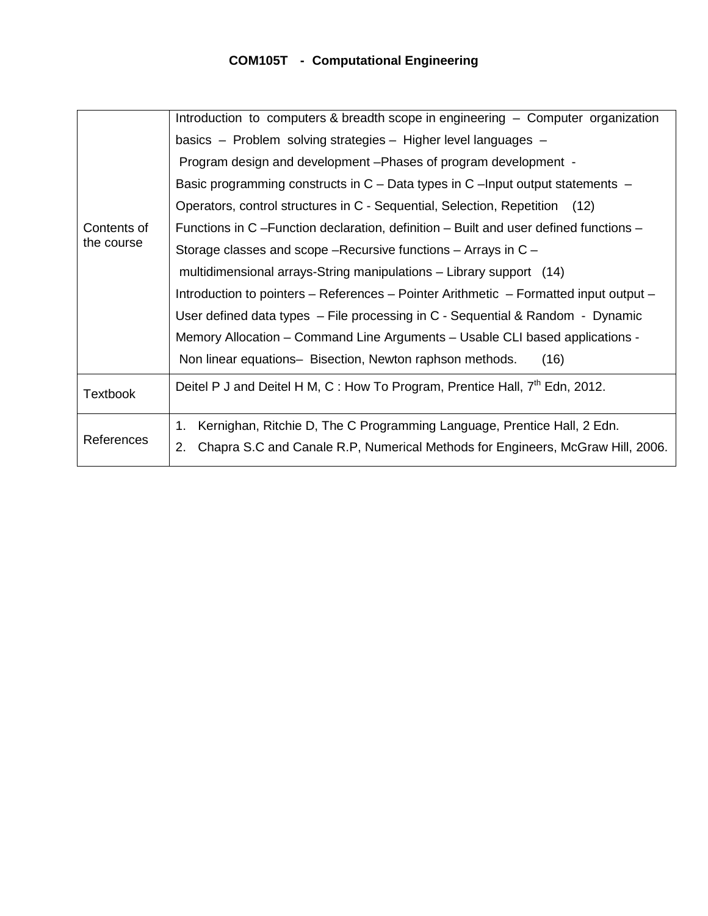# COM105T - Computational Engineering

| | |
|---|---|
| Contents of the course | Introduction to computers & breadth scope in engineering – Computer organization basics – Problem solving strategies – Higher level languages – Program design and development –Phases of program development - Basic programming constructs in C – Data types in C –Input output statements – Operators, control structures in C - Sequential, Selection, Repetition (12)<br>Functions in C –Function declaration, definition – Built and user defined functions – Storage classes and scope –Recursive functions – Arrays in C – multidimensional arrays-String manipulations – Library support (14)<br>Introduction to pointers – References – Pointer Arithmetic – Formatted input output – User defined data types – File processing in C - Sequential & Random - Dynamic Memory Allocation – Command Line Arguments – Usable CLI based applications - Non linear equations– Bisection, Newton raphson methods. (16) |
| Textbook | Deitel P J and Deitel H M, C : How To Program, Prentice Hall, 7th Edn, 2012. |
| References | 1. Kernighan, Ritchie D, The C Programming Language, Prentice Hall, 2 Edn.<br>2. Chapra S.C and Canale R.P, Numerical Methods for Engineers, McGraw Hill, 2006. |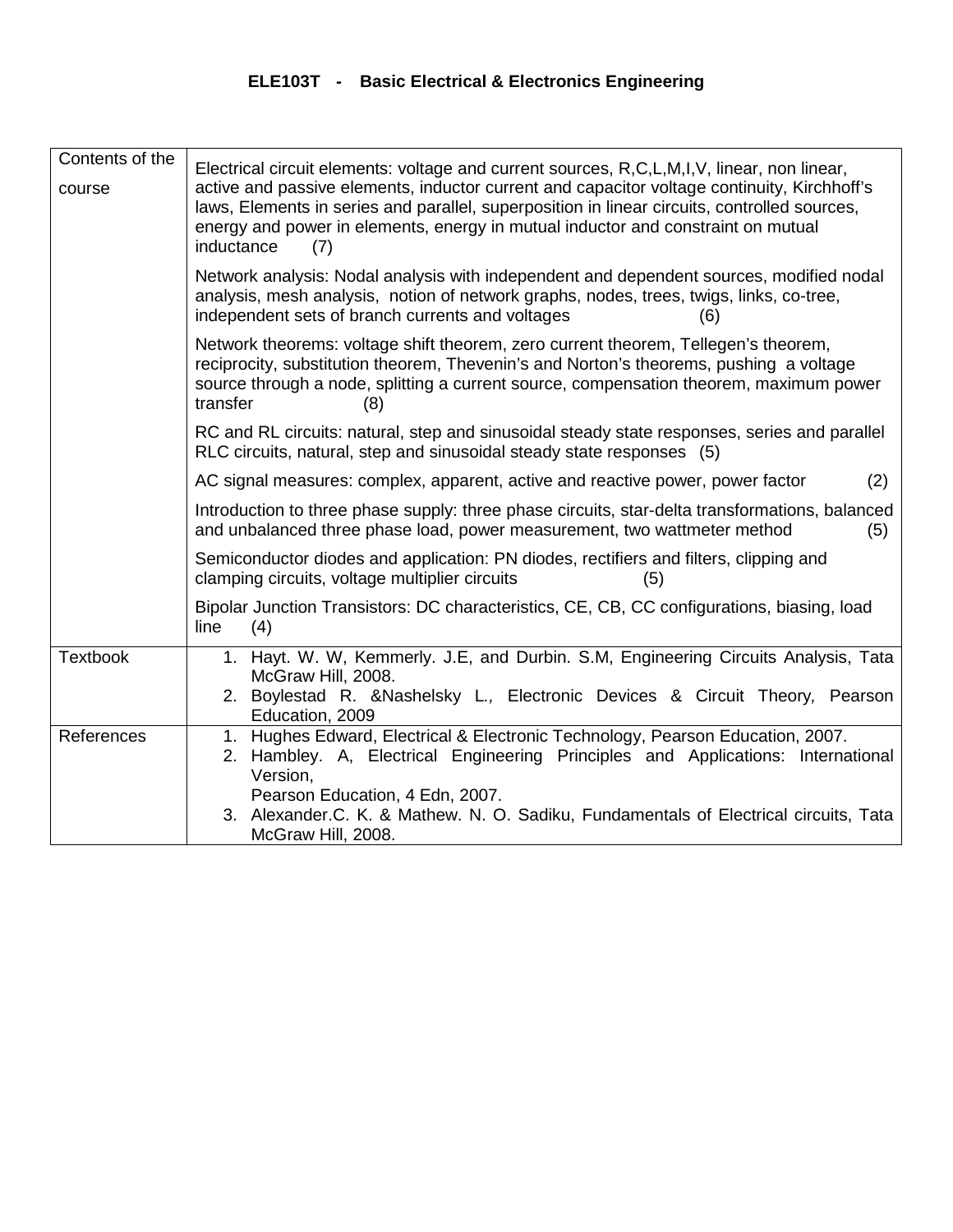# ELE103T - Basic Electrical & Electronics Engineering

| | |
|---|---|
| Contents of the course | Electrical circuit elements: voltage and current sources, R,C,L,M,I,V, linear, non linear, active and passive elements, inductor current and capacitor voltage continuity, Kirchhoff's laws, Elements in series and parallel, superposition in linear circuits, controlled sources, energy and power in elements, energy in mutual inductor and constraint on mutual inductance (7)<br><br>Network analysis: Nodal analysis with independent and dependent sources, modified nodal analysis, mesh analysis, notion of network graphs, nodes, trees, twigs, links, co-tree, independent sets of branch currents and voltages (6)<br><br>Network theorems: voltage shift theorem, zero current theorem, Tellegen's theorem, reciprocity, substitution theorem, Thevenin's and Norton's theorems, pushing a voltage source through a node, splitting a current source, compensation theorem, maximum power transfer (8)<br><br>RC and RL circuits: natural, step and sinusoidal steady state responses, series and parallel RLC circuits, natural, step and sinusoidal steady state responses (5)<br><br>AC signal measures: complex, apparent, active and reactive power, power factor (2)<br><br>Introduction to three phase supply: three phase circuits, star-delta transformations, balanced and unbalanced three phase load, power measurement, two wattmeter method (5)<br><br>Semiconductor diodes and application: PN diodes, rectifiers and filters, clipping and clamping circuits, voltage multiplier circuits (5)<br><br>Bipolar Junction Transistors: DC characteristics, CE, CB, CC configurations, biasing, load line (4) |
| Textbook | 1. Hayt. W. W, Kemmerly. J.E, and Durbin. S.M, Engineering Circuits Analysis, Tata McGraw Hill, 2008.<br>2. Boylestad R. &Nashelsky L., *Electronic Devices & Circuit Theory*, Pearson Education, 2009 |
| References | 1. Hughes Edward, Electrical & Electronic Technology, Pearson Education, 2007.<br>2. Hambley. A, Electrical Engineering Principles and Applications: International Version, Pearson Education, 4 Edn, 2007.<br>3. Alexander.C. K. & Mathew. N. O. Sadiku, Fundamentals of Electrical circuits, Tata McGraw Hill, 2008. |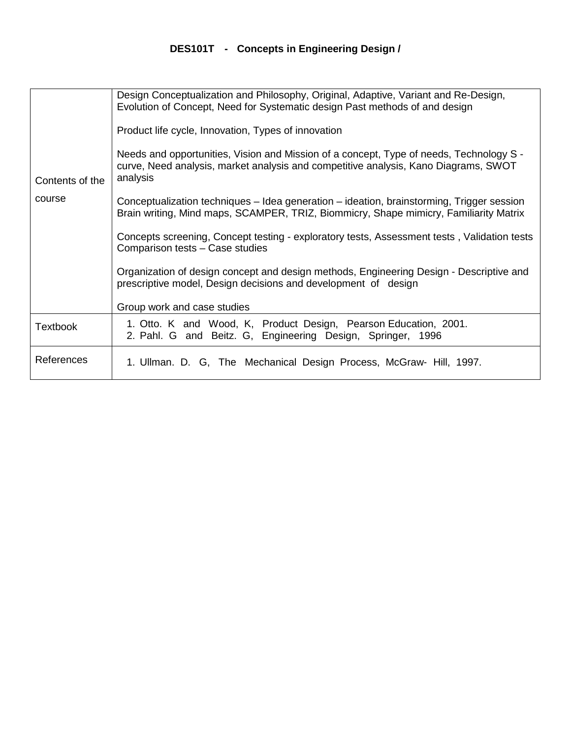**DES101T - Concepts in Engineering Design /**

| | |
|---|---|
| Contents of the course | Design Conceptualization and Philosophy, Original, Adaptive, Variant and Re-Design, Evolution of Concept, Need for Systematic design Past methods of and design<br><br>Product life cycle, Innovation, Types of innovation<br><br>Needs and opportunities, Vision and Mission of a concept, Type of needs, Technology S - curve, Need analysis, market analysis and competitive analysis, Kano Diagrams, SWOT analysis<br><br>Conceptualization techniques – Idea generation – ideation, brainstorming, Trigger session Brain writing, Mind maps, SCAMPER, TRIZ, Biommicry, Shape mimicry, Familiarity Matrix<br><br>Concepts screening, Concept testing - exploratory tests, Assessment tests , Validation tests Comparison tests – Case studies<br><br>Organization of design concept and design methods, Engineering Design - Descriptive and prescriptive model, Design decisions and development of design<br><br>Group work and case studies |
| Textbook | 1. Otto. K and Wood, K, Product Design, Pearson Education, 2001.<br>2. Pahl. G and Beitz. G, Engineering Design, Springer, 1996 |
| References | 1. Ullman. D. G, The Mechanical Design Process, McGraw- Hill, 1997. |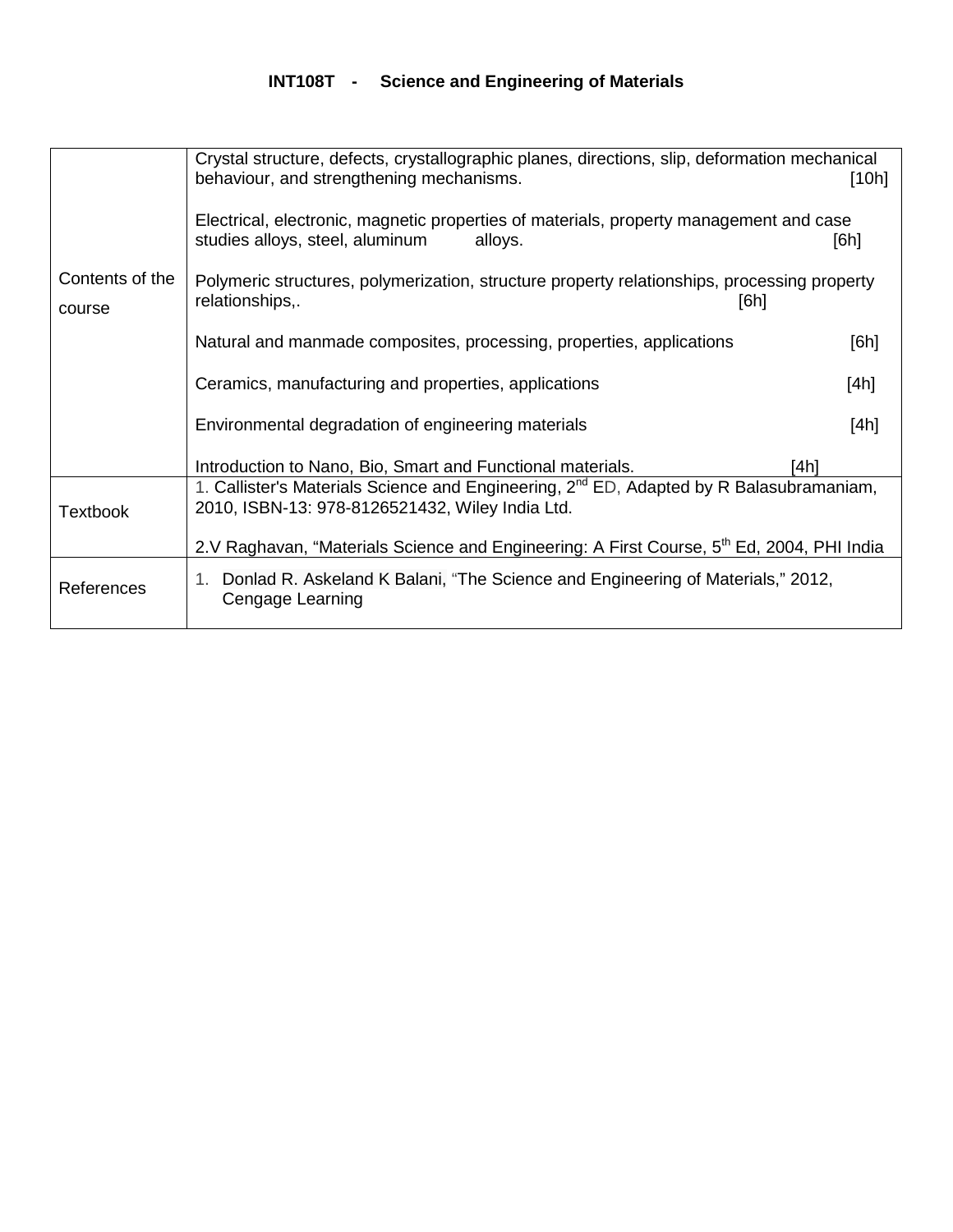**INT108T - Science and Engineering of Materials**

| | |
|---|---|
| Contents of the course | Crystal structure, defects, crystallographic planes, directions, slip, deformation mechanical behaviour, and strengthening mechanisms. [10h]<br><br>Electrical, electronic, magnetic properties of materials, property management and case studies alloys, steel, aluminum alloys. [6h]<br><br>Polymeric structures, polymerization, structure property relationships, processing property relationships,. [6h]<br><br>Natural and manmade composites, processing, properties, applications [6h]<br><br>Ceramics, manufacturing and properties, applications [4h]<br><br>Environmental degradation of engineering materials [4h]<br><br>Introduction to Nano, Bio, Smart and Functional materials. [4h] |
| Textbook | 1. Callister's Materials Science and Engineering, 2nd ED, Adapted by R Balasubramaniam, 2010, ISBN-13: 978-8126521432, Wiley India Ltd.<br><br>2.V Raghavan, "Materials Science and Engineering: A First Course, 5th Ed, 2004, PHI India |
| References | 1. Donlad R. Askeland K Balani, "The Science and Engineering of Materials," 2012, Cengage Learning |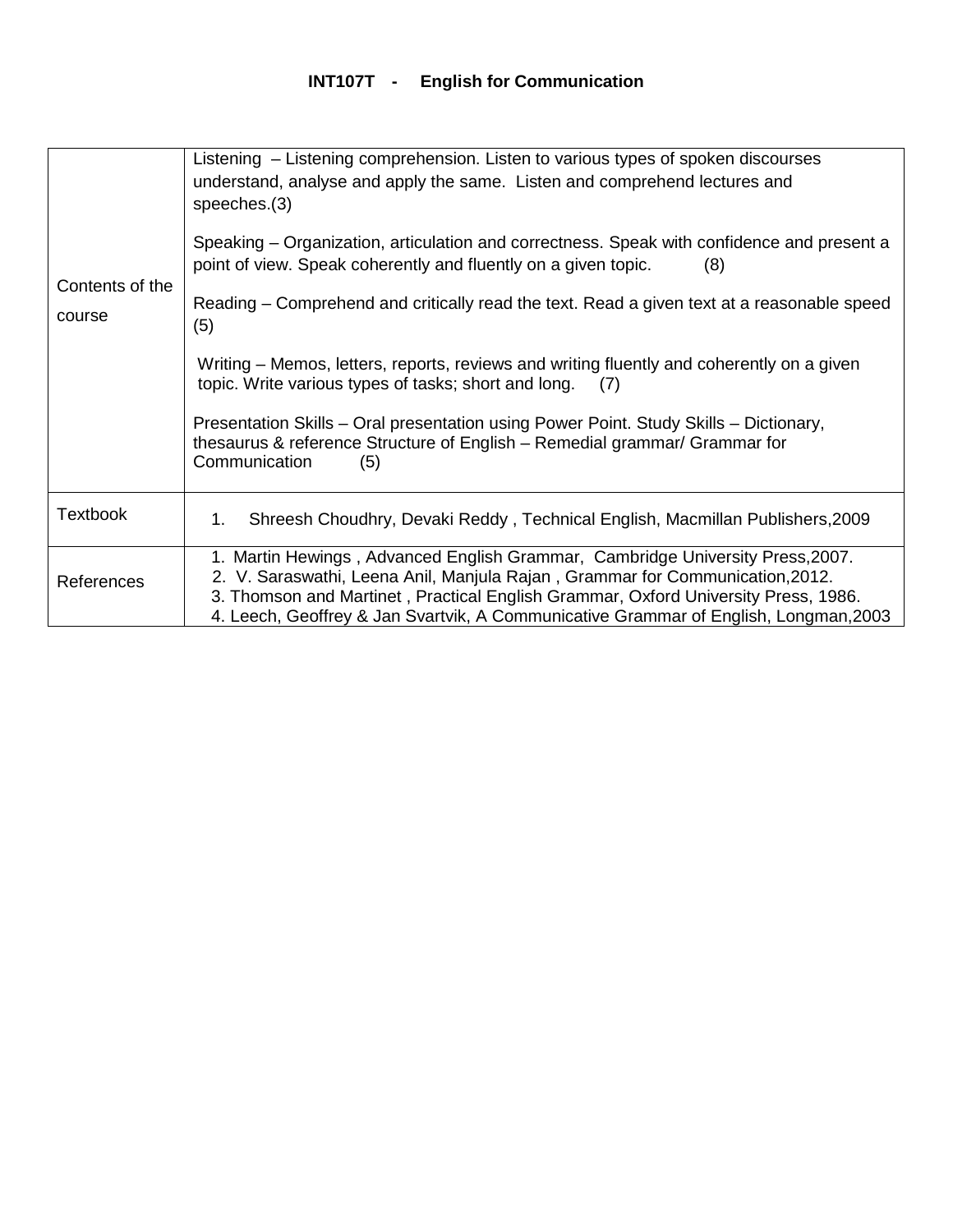**INT107T - English for Communication**

| | |
|---|---|
| Contents of the course | Listening – Listening comprehension. Listen to various types of spoken discourses understand, analyse and apply the same. Listen and comprehend lectures and speeches.(3)<br><br>Speaking – Organization, articulation and correctness. Speak with confidence and present a point of view. Speak coherently and fluently on a given topic. (8)<br><br>Reading – Comprehend and critically read the text. Read a given text at a reasonable speed (5)<br><br>Writing – Memos, letters, reports, reviews and writing fluently and coherently on a given topic. Write various types of tasks; short and long. (7)<br><br>Presentation Skills – Oral presentation using Power Point. Study Skills – Dictionary, thesaurus & reference Structure of English – Remedial grammar/ Grammar for Communication (5) |
| Textbook | 1. Shreesh Choudhry, Devaki Reddy , Technical English, Macmillan Publishers,2009 |
| References | 1. Martin Hewings , Advanced English Grammar, Cambridge University Press,2007.<br>2. V. Saraswathi, Leena Anil, Manjula Rajan , Grammar for Communication,2012.<br>3. Thomson and Martinet , Practical English Grammar, Oxford University Press, 1986.<br>4. Leech, Geoffrey & Jan Svartvik, A Communicative Grammar of English, Longman,2003 |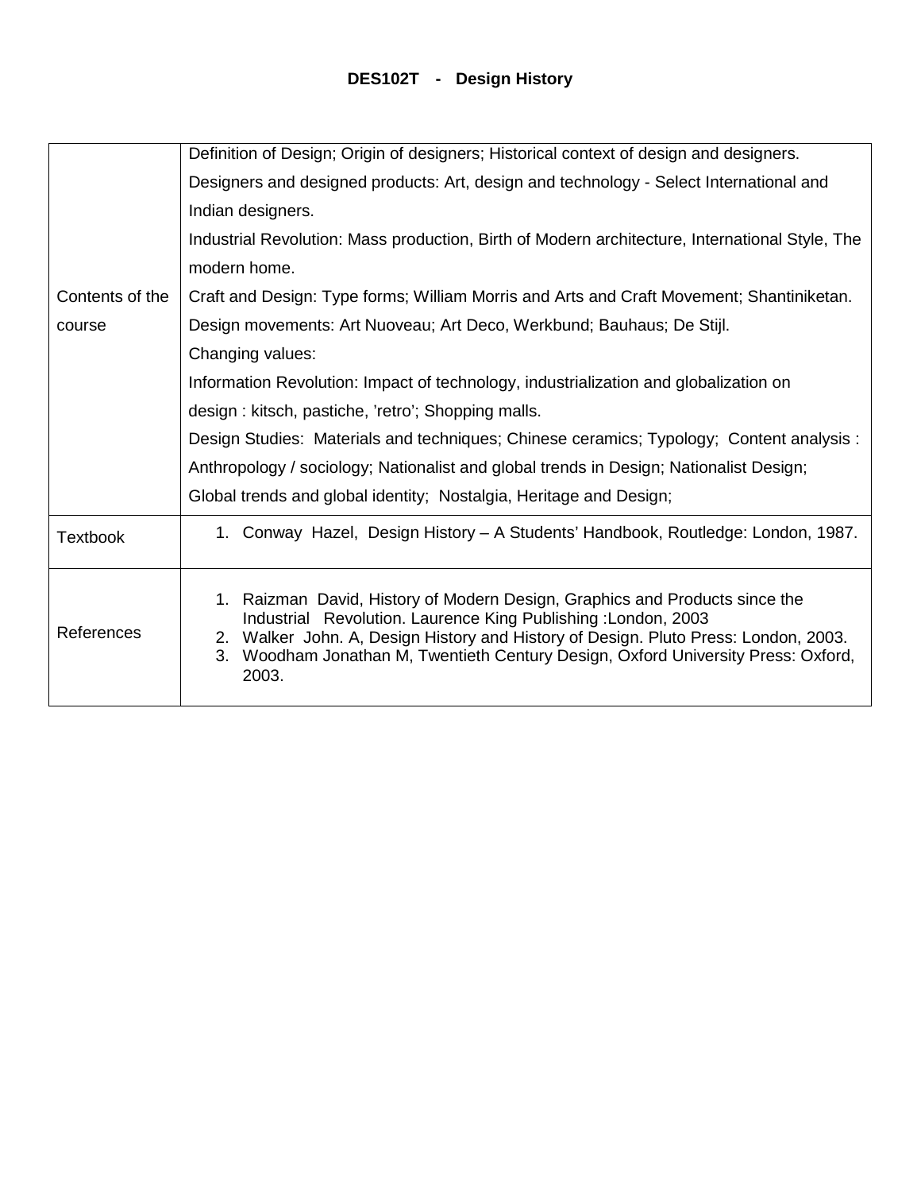**DES102T - Design History**

| | |
|---|---|
| Contents of the course | Definition of Design; Origin of designers; Historical context of design and designers.<br>Designers and designed products: Art, design and technology - Select International and Indian designers.<br>Industrial Revolution: Mass production, Birth of Modern architecture, International Style, The modern home.<br>Craft and Design: Type forms; William Morris and Arts and Craft Movement; Shantiniketan.<br>Design movements: Art Nuoveau; Art Deco, Werkbund; Bauhaus; De Stijl.<br>Changing values:<br>Information Revolution: Impact of technology, industrialization and globalization on design : kitsch, pastiche, 'retro'; Shopping malls.<br>Design Studies: Materials and techniques; Chinese ceramics; Typology; Content analysis : Anthropology / sociology; Nationalist and global trends in Design; Nationalist Design; Global trends and global identity; Nostalgia, Heritage and Design; |
| Textbook | 1. Conway Hazel, Design History – A Students' Handbook, Routledge: London, 1987. |
| References | 1. Raizman David, History of Modern Design, Graphics and Products since the Industrial Revolution. Laurence King Publishing :London, 2003<br>2. Walker John. A, Design History and History of Design. Pluto Press: London, 2003.<br>3. Woodham Jonathan M, Twentieth Century Design, Oxford University Press: Oxford, 2003. |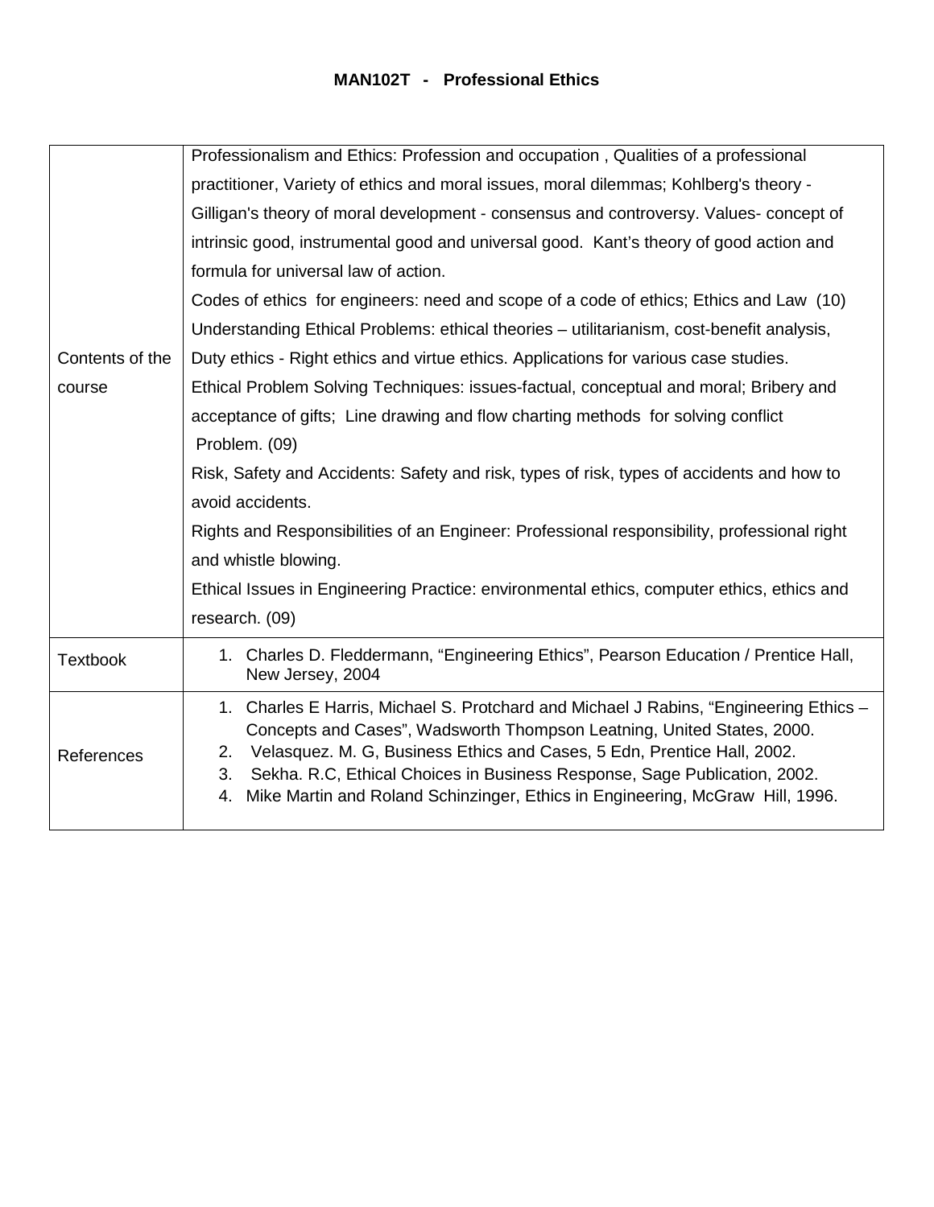## MAN102T - Professional Ethics

| | |
|---|---|
| Contents of the course | Professionalism and Ethics: Profession and occupation , Qualities of a professional practitioner, Variety of ethics and moral issues, moral dilemmas; Kohlberg's theory - Gilligan's theory of moral development - consensus and controversy. Values- concept of intrinsic good, instrumental good and universal good. Kant's theory of good action and formula for universal law of action.<br>Codes of ethics for engineers: need and scope of a code of ethics; Ethics and Law (10)<br>Understanding Ethical Problems: ethical theories – utilitarianism, cost-benefit analysis, Duty ethics - Right ethics and virtue ethics. Applications for various case studies.<br>Ethical Problem Solving Techniques: issues-factual, conceptual and moral; Bribery and acceptance of gifts; Line drawing and flow charting methods for solving conflict Problem. (09)<br>Risk, Safety and Accidents: Safety and risk, types of risk, types of accidents and how to avoid accidents.<br>Rights and Responsibilities of an Engineer: Professional responsibility, professional right and whistle blowing.<br>Ethical Issues in Engineering Practice: environmental ethics, computer ethics, ethics and research. (09) |
| Textbook | 1. Charles D. Fleddermann, "Engineering Ethics", Pearson Education / Prentice Hall, New Jersey, 2004 |
| References | 1. Charles E Harris, Michael S. Protchard and Michael J Rabins, "Engineering Ethics – Concepts and Cases", Wadsworth Thompson Leatning, United States, 2000.<br>2. Velasquez. M. G, Business Ethics and Cases, 5 Edn, Prentice Hall, 2002.<br>3. Sekha. R.C, Ethical Choices in Business Response, Sage Publication, 2002.<br>4. Mike Martin and Roland Schinzinger, Ethics in Engineering, McGraw Hill, 1996. |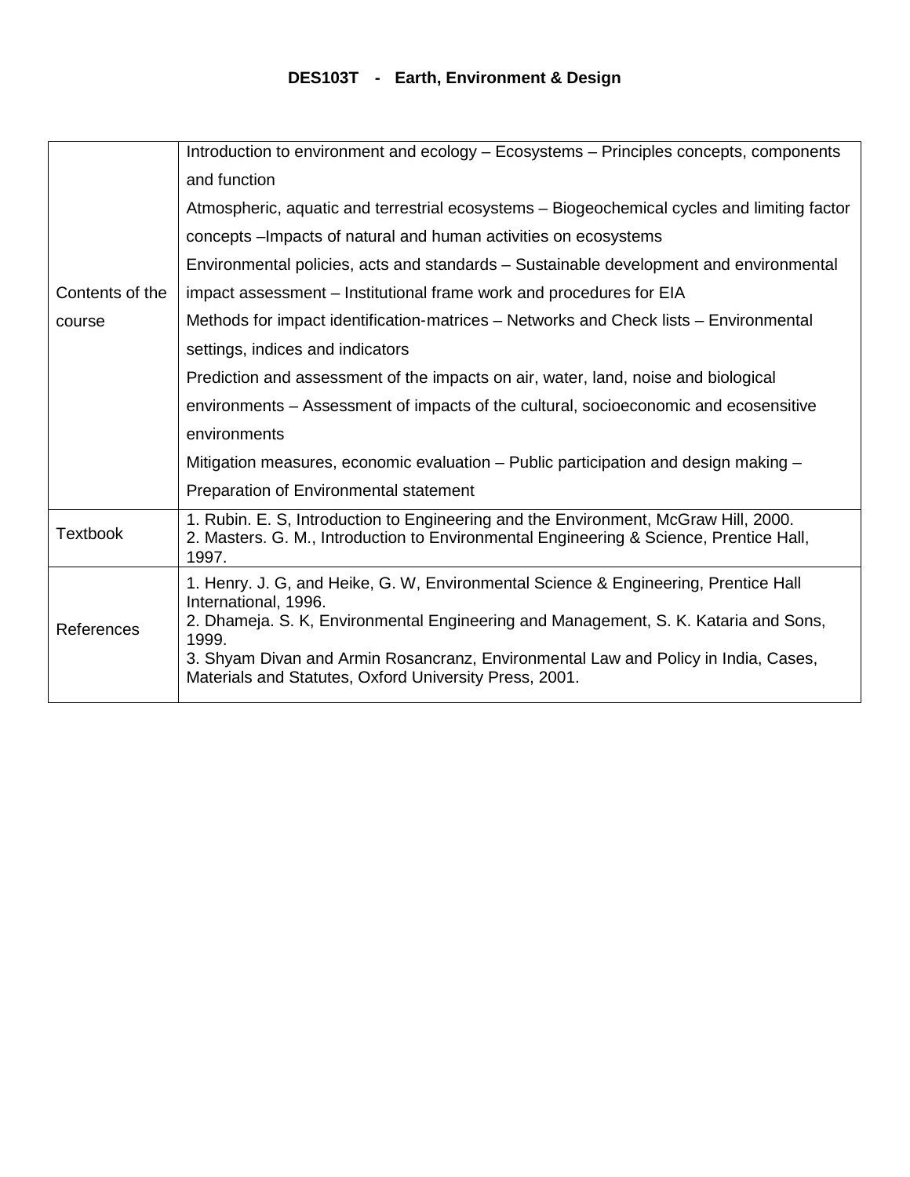**DES103T - Earth, Environment & Design**

| | |
|---|---|
| Contents of the course | Introduction to environment and ecology – Ecosystems – Principles concepts, components and function<br>Atmospheric, aquatic and terrestrial ecosystems – Biogeochemical cycles and limiting factor concepts –Impacts of natural and human activities on ecosystems<br>Environmental policies, acts and standards – Sustainable development and environmental impact assessment – Institutional frame work and procedures for EIA<br>Methods for impact identification-matrices – Networks and Check lists – Environmental settings, indices and indicators<br>Prediction and assessment of the impacts on air, water, land, noise and biological environments – Assessment of impacts of the cultural, socioeconomic and ecosensitive environments<br>Mitigation measures, economic evaluation – Public participation and design making – Preparation of Environmental statement |
| Textbook | 1. Rubin. E. S, Introduction to Engineering and the Environment, McGraw Hill, 2000.<br>2. Masters. G. M., Introduction to Environmental Engineering & Science, Prentice Hall, 1997. |
| References | 1. Henry. J. G, and Heike, G. W, Environmental Science & Engineering, Prentice Hall International, 1996.<br>2. Dhameja. S. K, Environmental Engineering and Management, S. K. Kataria and Sons, 1999.<br>3. Shyam Divan and Armin Rosancranz, Environmental Law and Policy in India, Cases, Materials and Statutes, Oxford University Press, 2001. |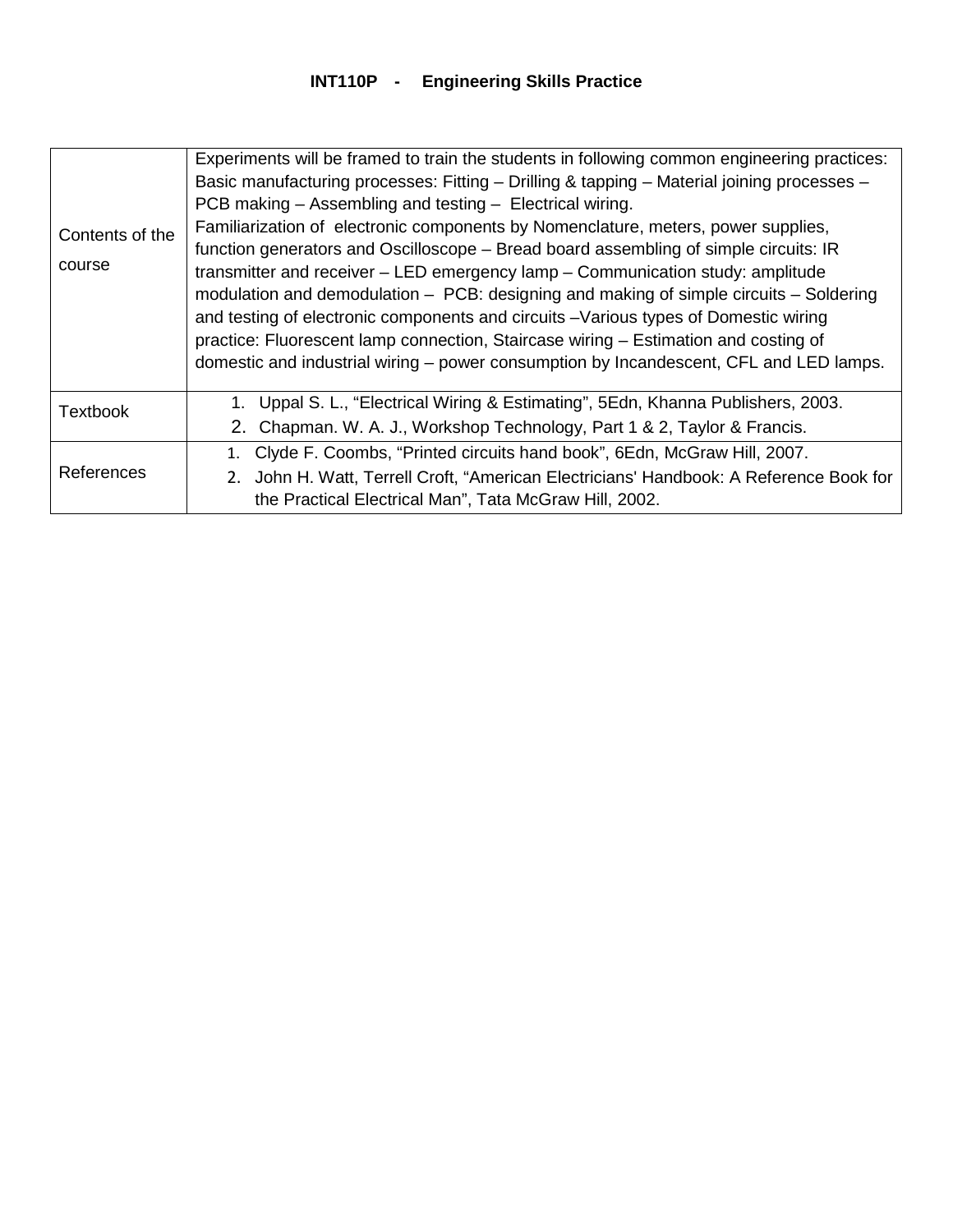**INT110P - Engineering Skills Practice**

| | |
|---|---|
| Contents of the course | Experiments will be framed to train the students in following common engineering practices: Basic manufacturing processes: Fitting – Drilling & tapping – Material joining processes – PCB making – Assembling and testing – Electrical wiring.<br>Familiarization of electronic components by Nomenclature, meters, power supplies, function generators and Oscilloscope – Bread board assembling of simple circuits: IR transmitter and receiver – LED emergency lamp – Communication study: amplitude modulation and demodulation – PCB: designing and making of simple circuits – Soldering and testing of electronic components and circuits –Various types of Domestic wiring practice: Fluorescent lamp connection, Staircase wiring – Estimation and costing of domestic and industrial wiring – power consumption by Incandescent, CFL and LED lamps. |
| Textbook | 1. Uppal S. L., "Electrical Wiring & Estimating", 5Edn, Khanna Publishers, 2003.<br>2. Chapman. W. A. J., Workshop Technology, Part 1 & 2, Taylor & Francis. |
| References | 1. Clyde F. Coombs, "Printed circuits hand book", 6Edn, McGraw Hill, 2007.<br>2. John H. Watt, Terrell Croft, "American Electricians' Handbook: A Reference Book for the Practical Electrical Man", Tata McGraw Hill, 2002. |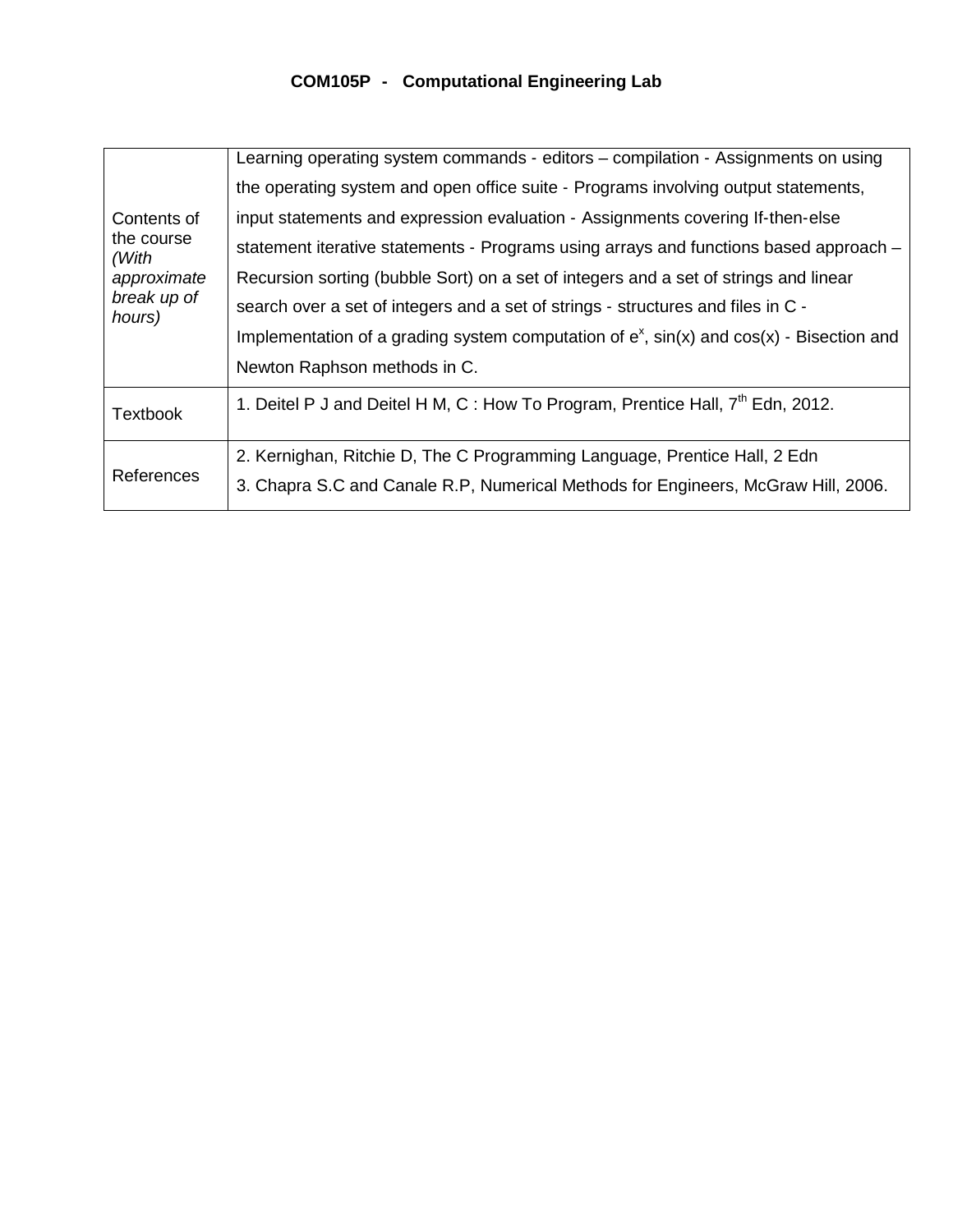# COM105P - Computational Engineering Lab

| | |
|---|---|
| Contents of the course *(With approximate break up of hours)* | Learning operating system commands - editors – compilation - Assignments on using the operating system and open office suite - Programs involving output statements, input statements and expression evaluation - Assignments covering If-then-else statement iterative statements - Programs using arrays and functions based approach – Recursion sorting (bubble Sort) on a set of integers and a set of strings and linear search over a set of integers and a set of strings - structures and files in C - Implementation of a grading system computation of $e^x$, sin(x) and cos(x) - Bisection and Newton Raphson methods in C. |
| Textbook | 1. Deitel P J and Deitel H M, C : How To Program, Prentice Hall, 7th Edn, 2012. |
| References | 2. Kernighan, Ritchie D, The C Programming Language, Prentice Hall, 2 Edn<br>3. Chapra S.C and Canale R.P, Numerical Methods for Engineers, McGraw Hill, 2006. |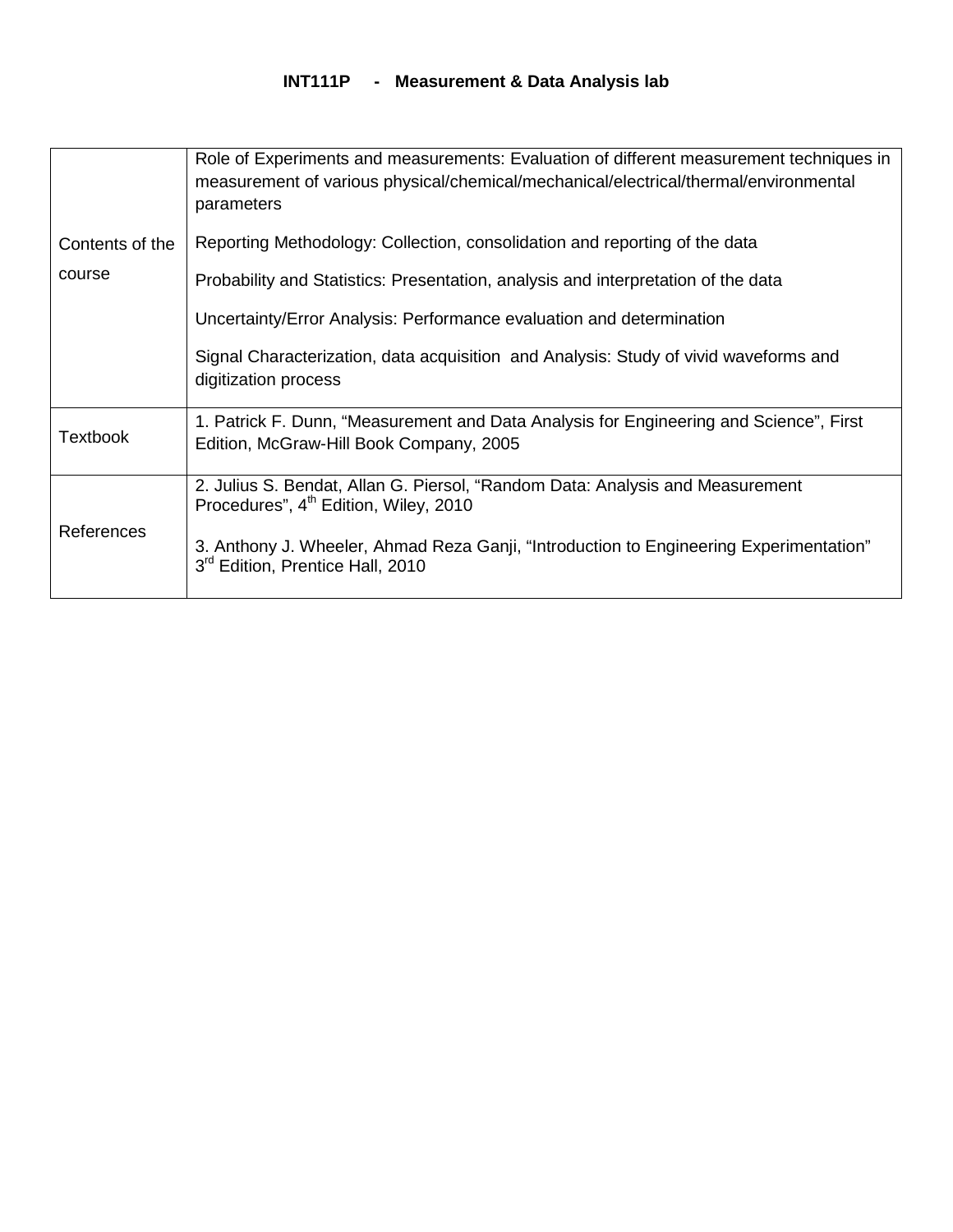**INT111P - Measurement & Data Analysis lab**

| | |
|---|---|
| Contents of the course | Role of Experiments and measurements: Evaluation of different measurement techniques in measurement of various physical/chemical/mechanical/electrical/thermal/environmental parameters<br><br>Reporting Methodology: Collection, consolidation and reporting of the data<br><br>Probability and Statistics: Presentation, analysis and interpretation of the data<br><br>Uncertainty/Error Analysis: Performance evaluation and determination<br><br>Signal Characterization, data acquisition and Analysis: Study of vivid waveforms and digitization process |
| Textbook | 1. Patrick F. Dunn, "Measurement and Data Analysis for Engineering and Science", First Edition, McGraw-Hill Book Company, 2005 |
| References | 2. Julius S. Bendat, Allan G. Piersol, "Random Data: Analysis and Measurement Procedures", 4th Edition, Wiley, 2010<br><br>3. Anthony J. Wheeler, Ahmad Reza Ganji, "Introduction to Engineering Experimentation" 3rd Edition, Prentice Hall, 2010 |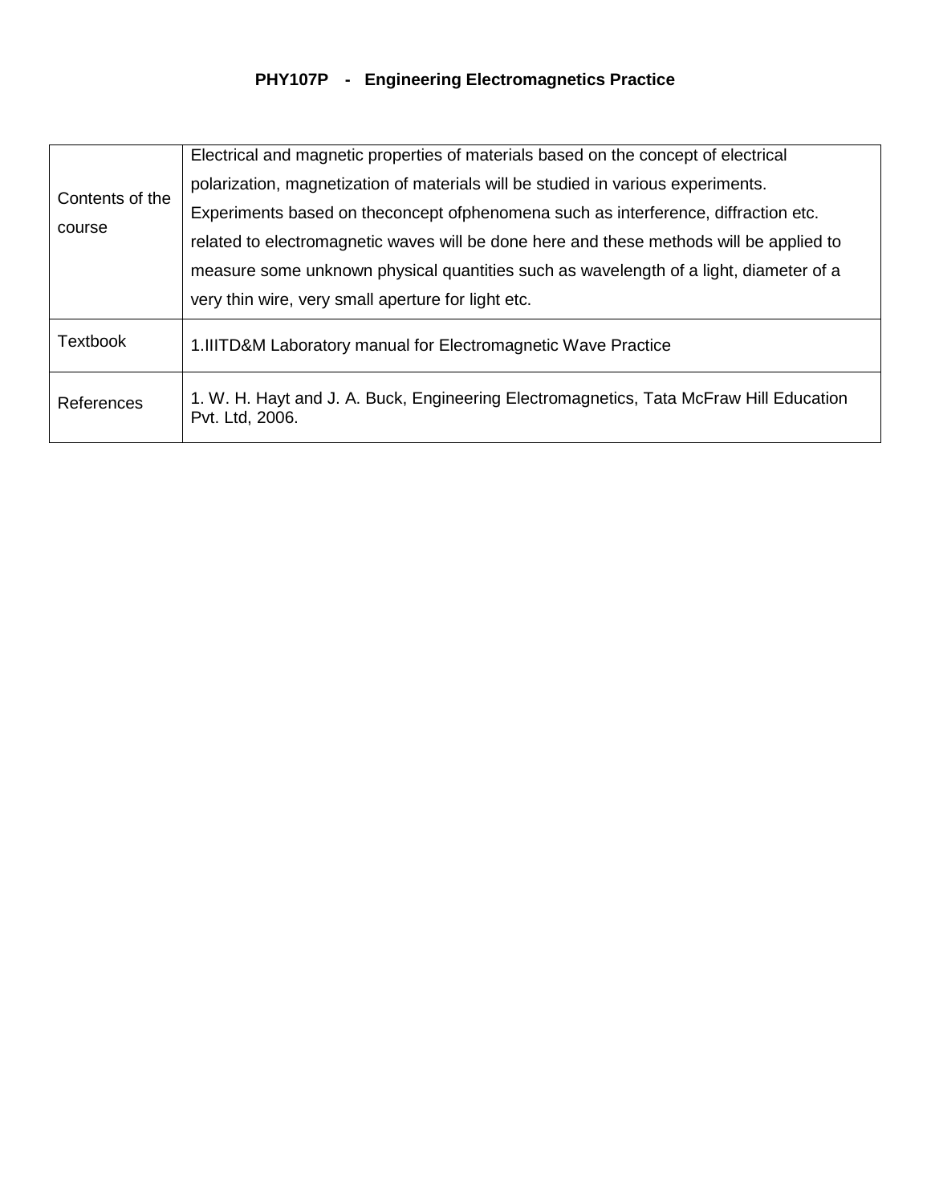**PHY107P - Engineering Electromagnetics Practice**

| | |
|---|---|
| Contents of the course | Electrical and magnetic properties of materials based on the concept of electrical polarization, magnetization of materials will be studied in various experiments. Experiments based on theconcept ofphenomena such as interference, diffraction etc. related to electromagnetic waves will be done here and these methods will be applied to measure some unknown physical quantities such as wavelength of a light, diameter of a very thin wire, very small aperture for light etc. |
| Textbook | 1.IIITD&M Laboratory manual for Electromagnetic Wave Practice |
| References | 1. W. H. Hayt and J. A. Buck, Engineering Electromagnetics, Tata McFraw Hill Education Pvt. Ltd, 2006. |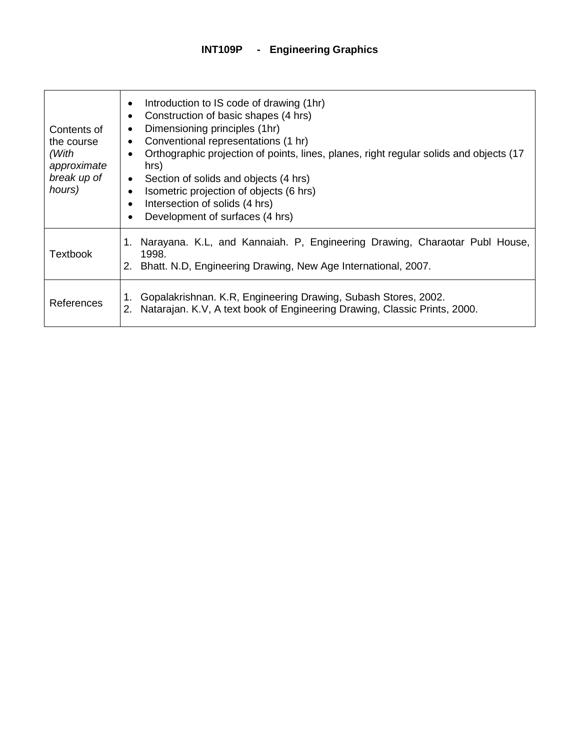## INT109P - Engineering Graphics

| | |
|---|---|
| Contents of the course *(With approximate break up of hours)* | • Introduction to IS code of drawing (1hr)<br>• Construction of basic shapes (4 hrs)<br>• Dimensioning principles (1hr)<br>• Conventional representations (1 hr)<br>• Orthographic projection of points, lines, planes, right regular solids and objects (17 hrs)<br>• Section of solids and objects (4 hrs)<br>• Isometric projection of objects (6 hrs)<br>• Intersection of solids (4 hrs)<br>• Development of surfaces (4 hrs) |
| Textbook | 1. Narayana. K.L, and Kannaiah. P, Engineering Drawing, Charaotar Publ House, 1998.<br>2. Bhatt. N.D, Engineering Drawing, New Age International, 2007. |
| References | 1. Gopalakrishnan. K.R, Engineering Drawing, Subash Stores, 2002.<br>2. Natarajan. K.V, A text book of Engineering Drawing, Classic Prints, 2000. |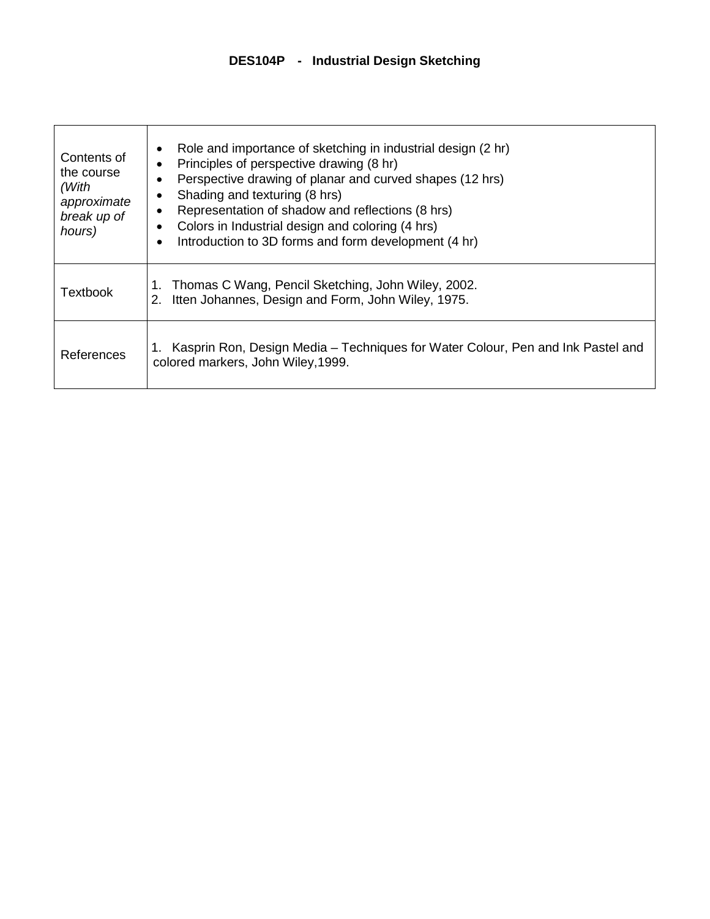### DES104P - Industrial Design Sketching

| | |
|---|---|
| Contents of the course *(With approximate break up of hours)* | • Role and importance of sketching in industrial design (2 hr)<br>• Principles of perspective drawing (8 hr)<br>• Perspective drawing of planar and curved shapes (12 hrs)<br>• Shading and texturing (8 hrs)<br>• Representation of shadow and reflections (8 hrs)<br>• Colors in Industrial design and coloring (4 hrs)<br>• Introduction to 3D forms and form development (4 hr) |
| Textbook | 1. Thomas C Wang, Pencil Sketching, John Wiley, 2002.<br>2. Itten Johannes, Design and Form, John Wiley, 1975. |
| References | 1. Kasprin Ron, Design Media – Techniques for Water Colour, Pen and Ink Pastel and colored markers, John Wiley,1999. |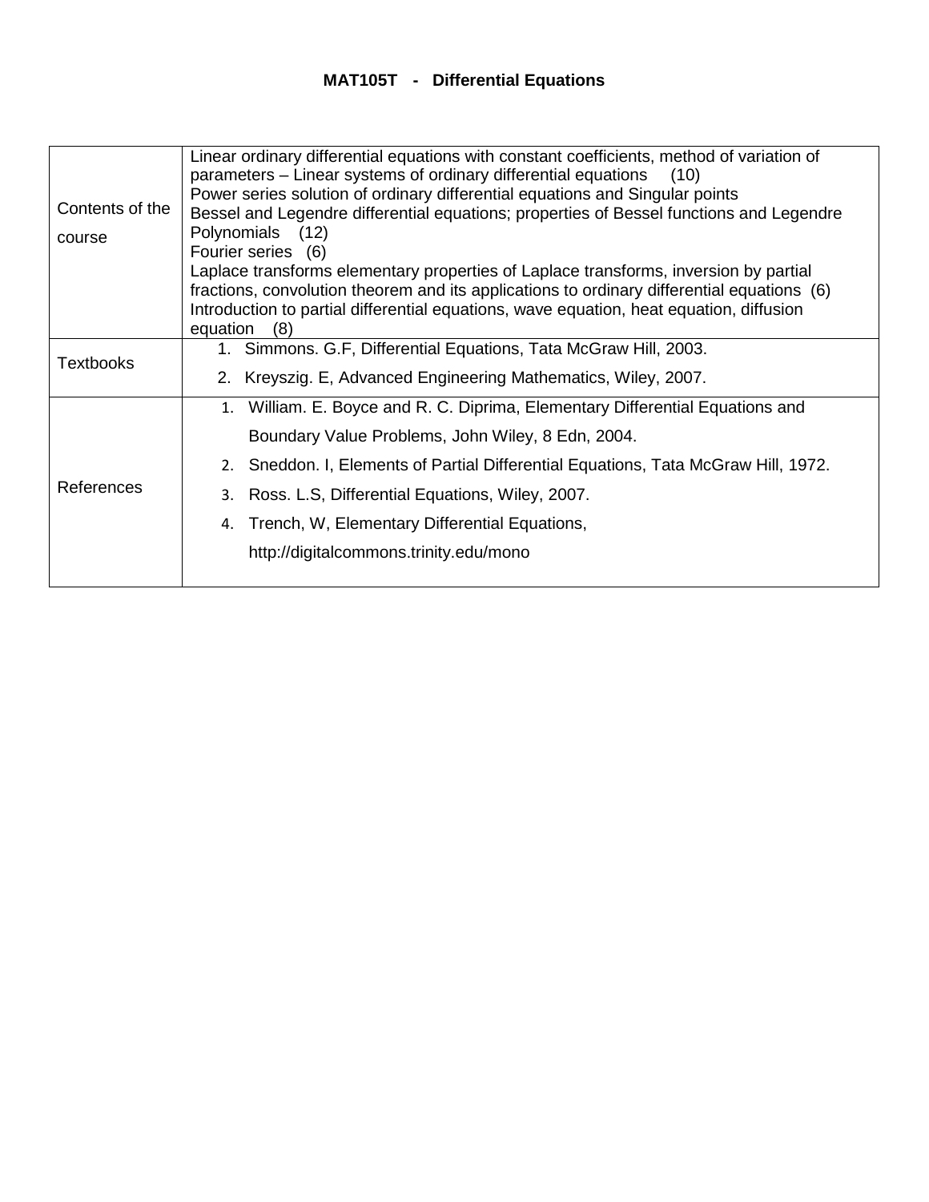# MAT105T - Differential Equations

| | |
|---|---|
| Contents of the course | Linear ordinary differential equations with constant coefficients, method of variation of parameters – Linear systems of ordinary differential equations (10)<br>Power series solution of ordinary differential equations and Singular points<br>Bessel and Legendre differential equations; properties of Bessel functions and Legendre Polynomials (12)<br>Fourier series (6)<br>Laplace transforms elementary properties of Laplace transforms, inversion by partial fractions, convolution theorem and its applications to ordinary differential equations (6)<br>Introduction to partial differential equations, wave equation, heat equation, diffusion equation (8) |
| Textbooks | 1. Simmons. G.F, Differential Equations, Tata McGraw Hill, 2003.<br>2. Kreyszig. E, Advanced Engineering Mathematics, Wiley, 2007. |
| References | 1. William. E. Boyce and R. C. Diprima, Elementary Differential Equations and Boundary Value Problems, John Wiley, 8 Edn, 2004.<br>2. Sneddon. I, Elements of Partial Differential Equations, Tata McGraw Hill, 1972.<br>3. Ross. L.S, Differential Equations, Wiley, 2007.<br>4. Trench, W, Elementary Differential Equations, http://digitalcommons.trinity.edu/mono |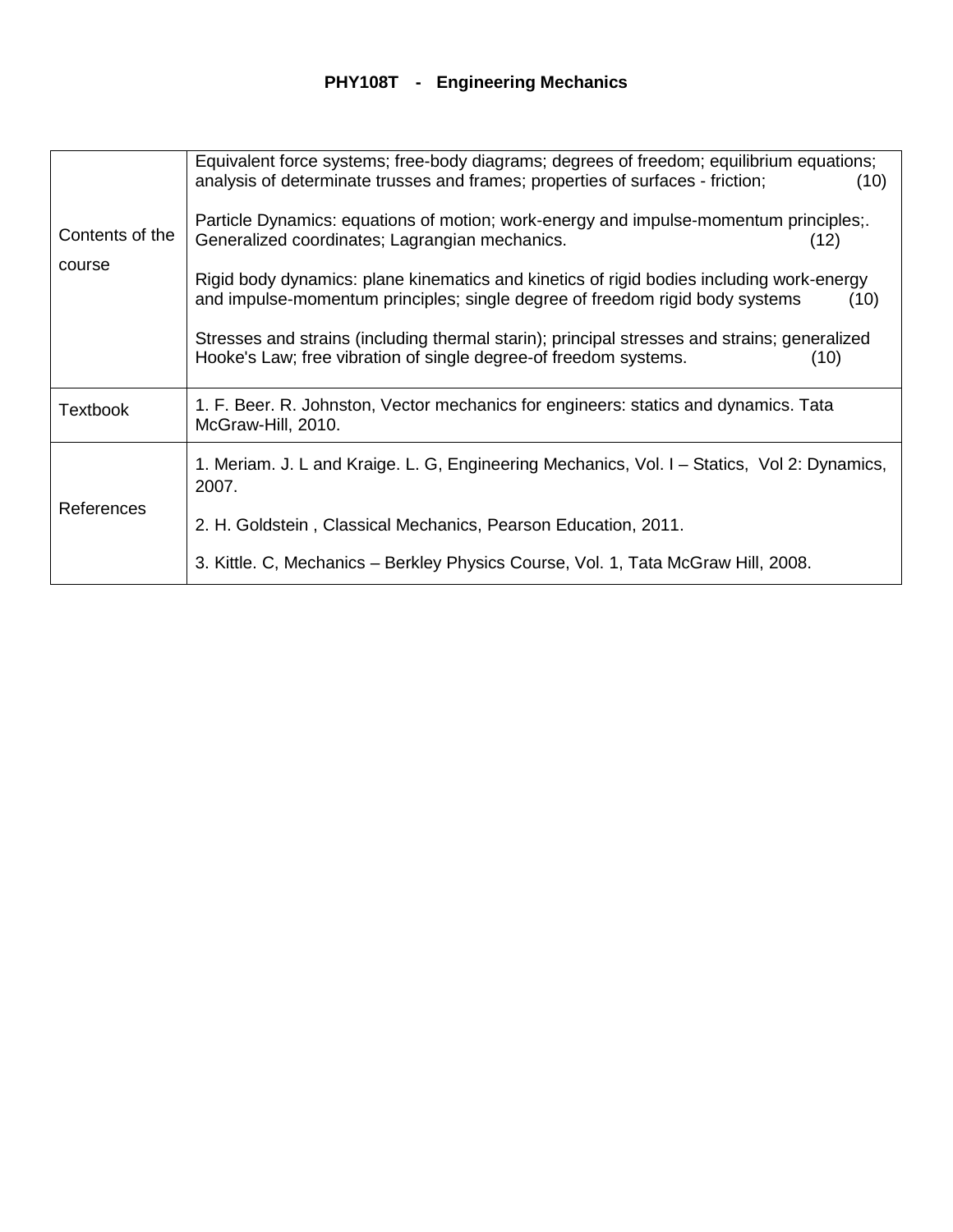**PHY108T - Engineering Mechanics**

| | |
|---|---|
| Contents of the course | Equivalent force systems; free-body diagrams; degrees of freedom; equilibrium equations; analysis of determinate trusses and frames; properties of surfaces - friction; (10)<br><br>Particle Dynamics: equations of motion; work-energy and impulse-momentum principles;. Generalized coordinates; Lagrangian mechanics. (12)<br><br>Rigid body dynamics: plane kinematics and kinetics of rigid bodies including work-energy and impulse-momentum principles; single degree of freedom rigid body systems (10)<br><br>Stresses and strains (including thermal starin); principal stresses and strains; generalized Hooke's Law; free vibration of single degree-of freedom systems. (10) |
| Textbook | 1. F. Beer. R. Johnston, Vector mechanics for engineers: statics and dynamics. Tata McGraw-Hill, 2010. |
| References | 1. Meriam. J. L and Kraige. L. G, Engineering Mechanics, Vol. I – Statics, Vol 2: Dynamics, 2007.<br><br>2. H. Goldstein , Classical Mechanics, Pearson Education, 2011.<br><br>3. Kittle. C, Mechanics – Berkley Physics Course, Vol. 1, Tata McGraw Hill, 2008. |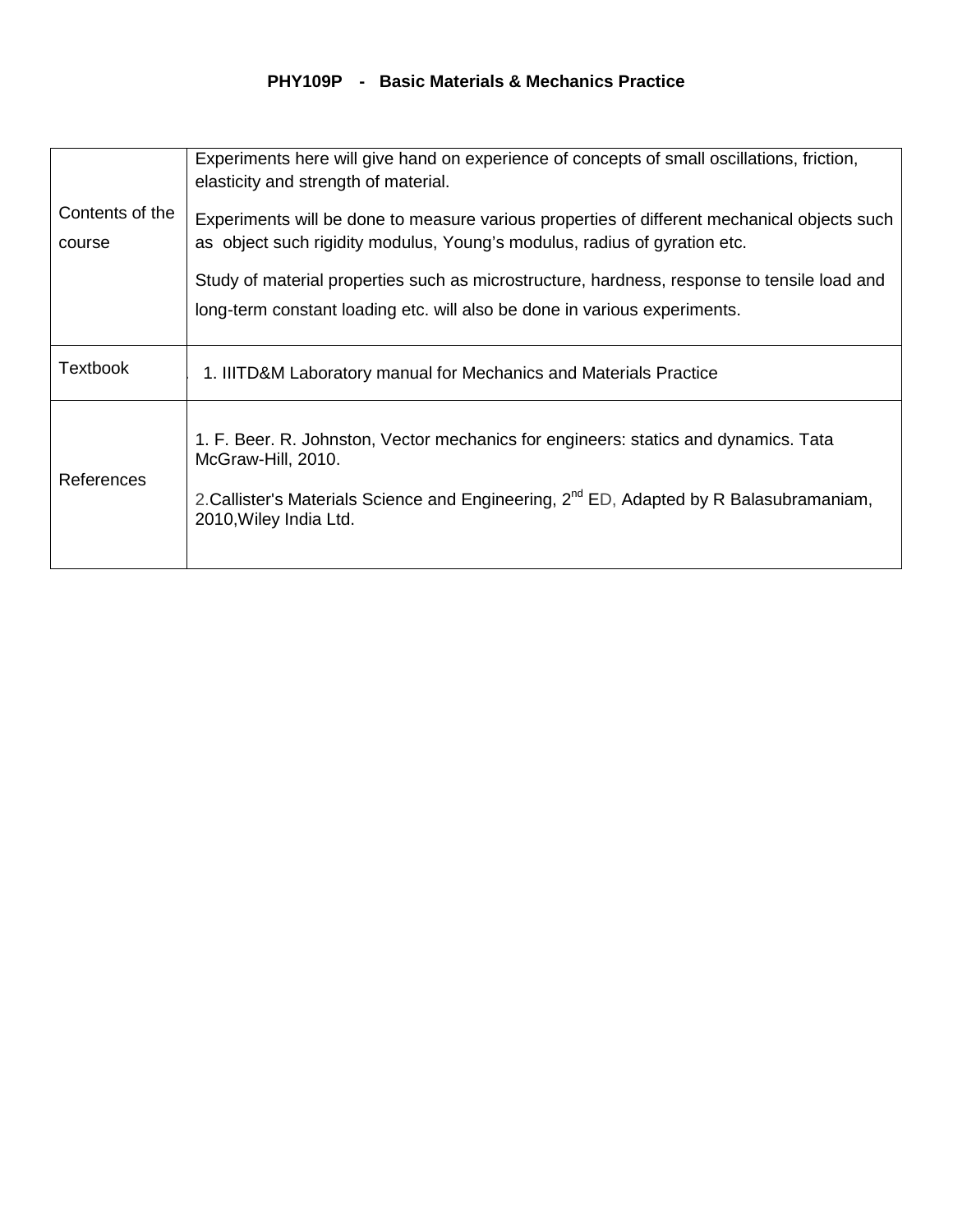**PHY109P - Basic Materials & Mechanics Practice**

| | |
|---|---|
| Contents of the course | Experiments here will give hand on experience of concepts of small oscillations, friction, elasticity and strength of material.<br><br>Experiments will be done to measure various properties of different mechanical objects such as object such rigidity modulus, Young's modulus, radius of gyration etc.<br><br>Study of material properties such as microstructure, hardness, response to tensile load and long-term constant loading etc. will also be done in various experiments. |
| Textbook | 1. IIITD&M Laboratory manual for Mechanics and Materials Practice |
| References | 1. F. Beer. R. Johnston, Vector mechanics for engineers: statics and dynamics. Tata McGraw-Hill, 2010.<br><br>2.Callister's Materials Science and Engineering, $2^{nd}$ ED, Adapted by R Balasubramaniam, 2010,Wiley India Ltd. |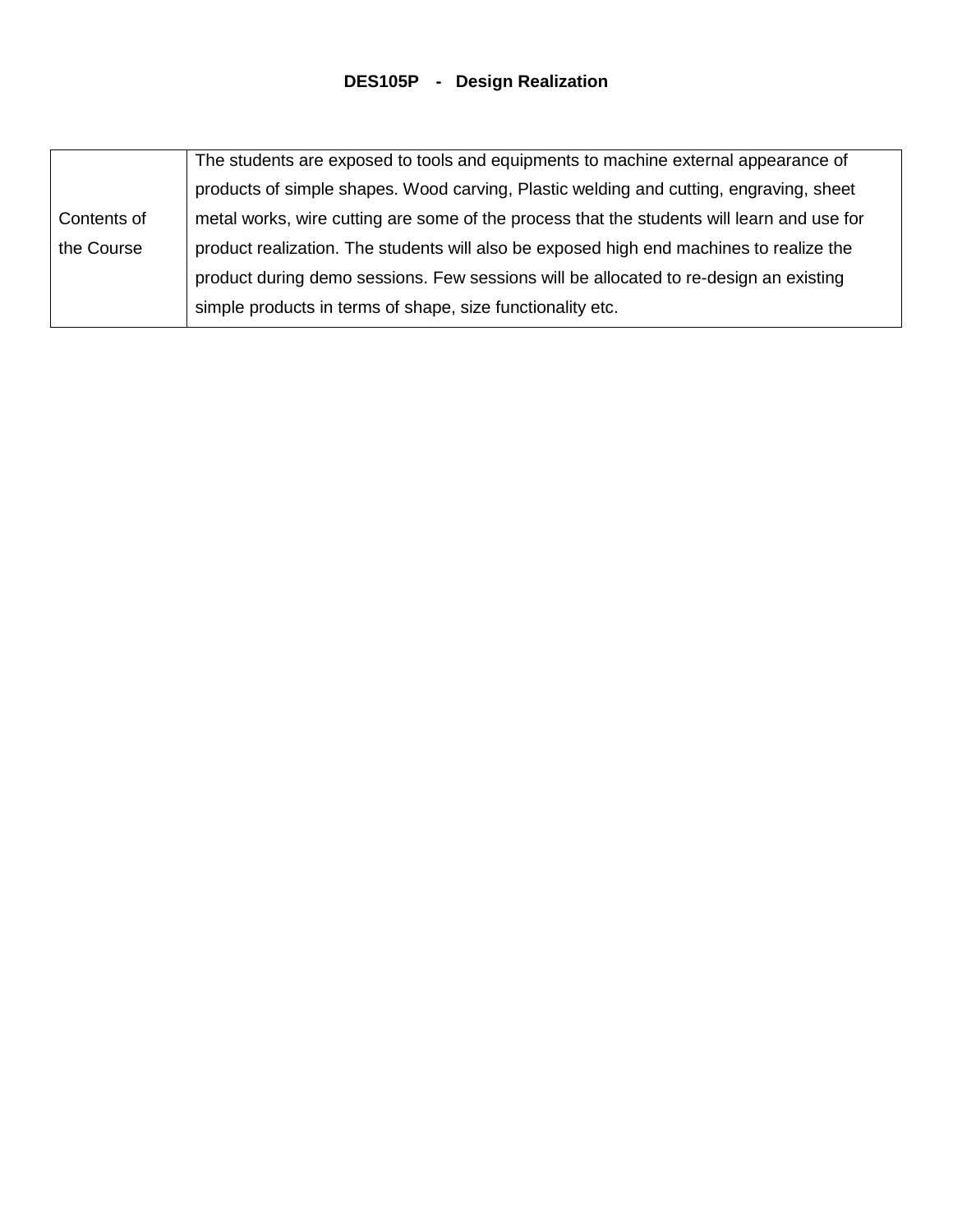**DES105P - Design Realization**

| | |
|---|---|
| Contents of the Course | The students are exposed to tools and equipments to machine external appearance of products of simple shapes. Wood carving, Plastic welding and cutting, engraving, sheet metal works, wire cutting are some of the process that the students will learn and use for product realization. The students will also be exposed high end machines to realize the product during demo sessions. Few sessions will be allocated to re-design an existing simple products in terms of shape, size functionality etc. |